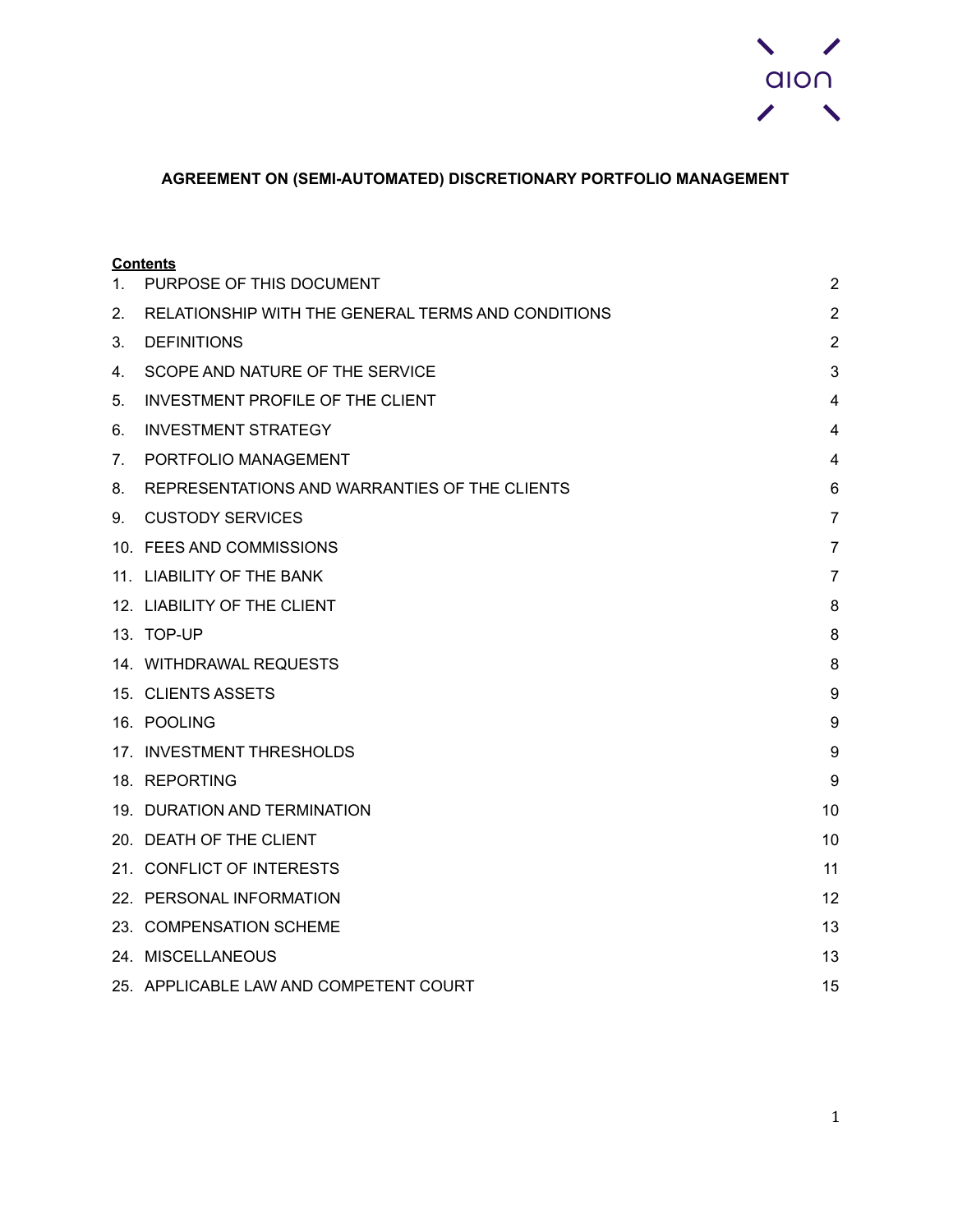# AGREEMENT ON (SEMI-AUTOMATED) DISCRETIONARY PORTFOLIO MANAGEMENT

**Contents**

| | | |
|---|---|---|
| 1. | PURPOSE OF THIS DOCUMENT | 2 |
| 2. | RELATIONSHIP WITH THE GENERAL TERMS AND CONDITIONS | 2 |
| 3. | DEFINITIONS | 2 |
| 4. | SCOPE AND NATURE OF THE SERVICE | 3 |
| 5. | INVESTMENT PROFILE OF THE CLIENT | 4 |
| 6. | INVESTMENT STRATEGY | 4 |
| 7. | PORTFOLIO MANAGEMENT | 4 |
| 8. | REPRESENTATIONS AND WARRANTIES OF THE CLIENTS | 6 |
| 9. | CUSTODY SERVICES | 7 |
| 10. | FEES AND COMMISSIONS | 7 |
| 11. | LIABILITY OF THE BANK | 7 |
| 12. | LIABILITY OF THE CLIENT | 8 |
| 13. | TOP-UP | 8 |
| 14. | WITHDRAWAL REQUESTS | 8 |
| 15. | CLIENTS ASSETS | 9 |
| 16. | POOLING | 9 |
| 17. | INVESTMENT THRESHOLDS | 9 |
| 18. | REPORTING | 9 |
| 19. | DURATION AND TERMINATION | 10 |
| 20. | DEATH OF THE CLIENT | 10 |
| 21. | CONFLICT OF INTERESTS | 11 |
| 22. | PERSONAL INFORMATION | 12 |
| 23. | COMPENSATION SCHEME | 13 |
| 24. | MISCELLANEOUS | 13 |
| 25. | APPLICABLE LAW AND COMPETENT COURT | 15 |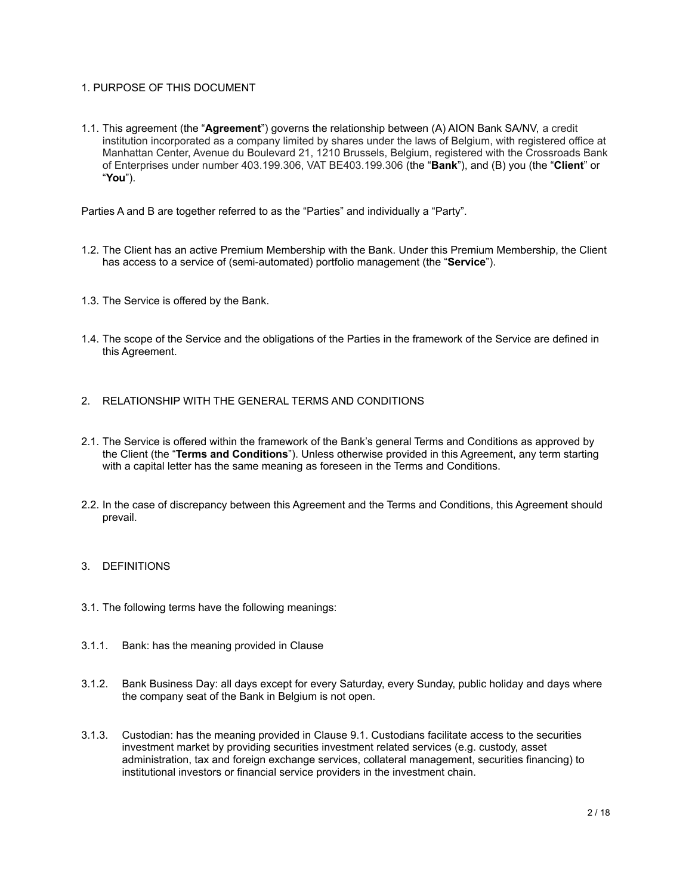## 1. PURPOSE OF THIS DOCUMENT

1.1. This agreement (the "**Agreement**") governs the relationship between (A) AION Bank SA/NV, a credit institution incorporated as a company limited by shares under the laws of Belgium, with registered office at Manhattan Center, Avenue du Boulevard 21, 1210 Brussels, Belgium, registered with the Crossroads Bank of Enterprises under number 403.199.306, VAT BE403.199.306 (the "**Bank**"), and (B) you (the "**Client**" or "**You**").

Parties A and B are together referred to as the "Parties" and individually a "Party".

1.2. The Client has an active Premium Membership with the Bank. Under this Premium Membership, the Client has access to a service of (semi-automated) portfolio management (the "**Service**").

1.3. The Service is offered by the Bank.

1.4. The scope of the Service and the obligations of the Parties in the framework of the Service are defined in this Agreement.

## 2. RELATIONSHIP WITH THE GENERAL TERMS AND CONDITIONS

2.1. The Service is offered within the framework of the Bank's general Terms and Conditions as approved by the Client (the "**Terms and Conditions**"). Unless otherwise provided in this Agreement, any term starting with a capital letter has the same meaning as foreseen in the Terms and Conditions.

2.2. In the case of discrepancy between this Agreement and the Terms and Conditions, this Agreement should prevail.

## 3. DEFINITIONS

3.1. The following terms have the following meanings:

3.1.1. Bank: has the meaning provided in Clause

3.1.2. Bank Business Day: all days except for every Saturday, every Sunday, public holiday and days where the company seat of the Bank in Belgium is not open.

3.1.3. Custodian: has the meaning provided in Clause 9.1. Custodians facilitate access to the securities investment market by providing securities investment related services (e.g. custody, asset administration, tax and foreign exchange services, collateral management, securities financing) to institutional investors or financial service providers in the investment chain.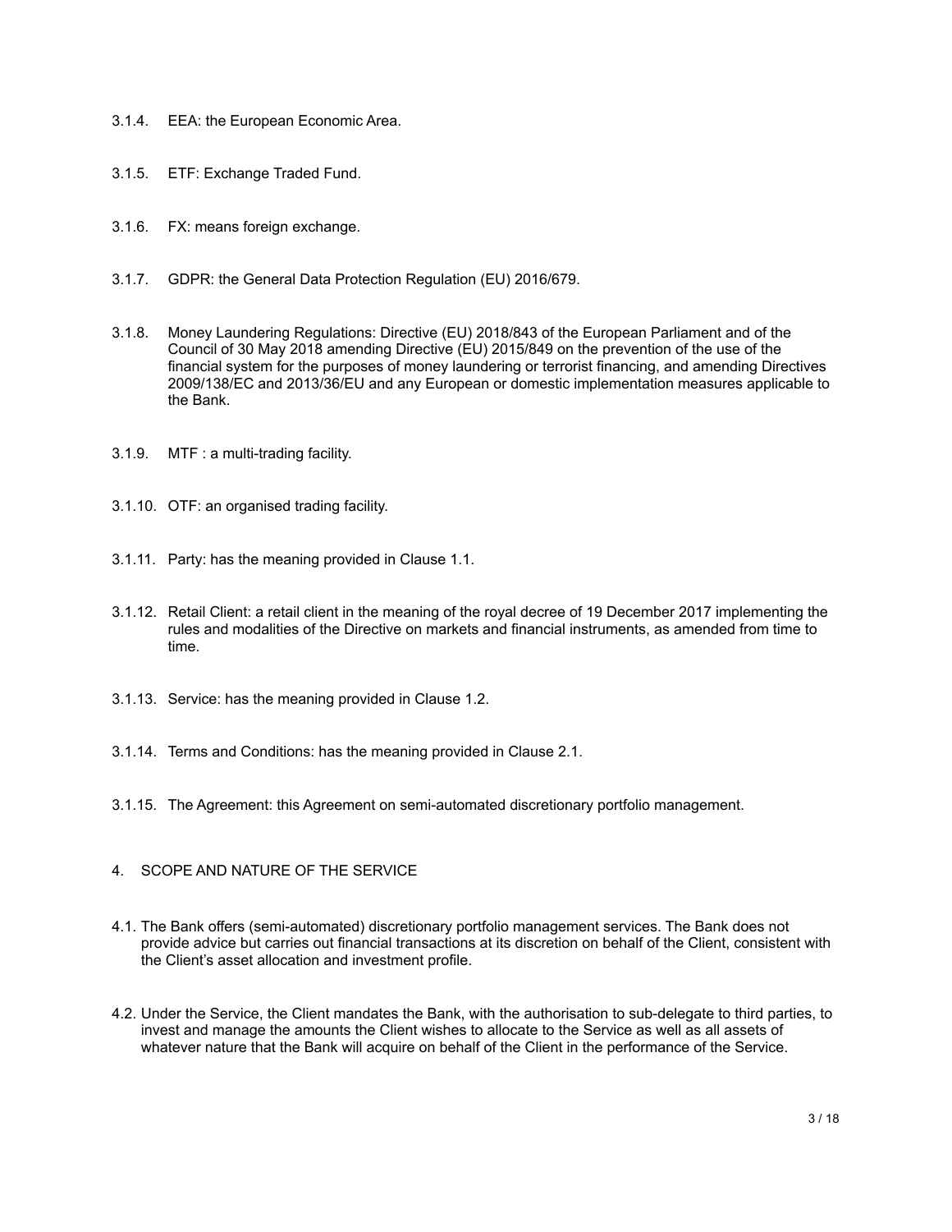3.1.4. EEA: the European Economic Area.

3.1.5. ETF: Exchange Traded Fund.

3.1.6. FX: means foreign exchange.

3.1.7. GDPR: the General Data Protection Regulation (EU) 2016/679.

3.1.8. Money Laundering Regulations: Directive (EU) 2018/843 of the European Parliament and of the Council of 30 May 2018 amending Directive (EU) 2015/849 on the prevention of the use of the financial system for the purposes of money laundering or terrorist financing, and amending Directives 2009/138/EC and 2013/36/EU and any European or domestic implementation measures applicable to the Bank.

3.1.9. MTF : a multi-trading facility.

3.1.10. OTF: an organised trading facility.

3.1.11. Party: has the meaning provided in Clause 1.1.

3.1.12. Retail Client: a retail client in the meaning of the royal decree of 19 December 2017 implementing the rules and modalities of the Directive on markets and financial instruments, as amended from time to time.

3.1.13. Service: has the meaning provided in Clause 1.2.

3.1.14. Terms and Conditions: has the meaning provided in Clause 2.1.

3.1.15. The Agreement: this Agreement on semi-automated discretionary portfolio management.

## 4. SCOPE AND NATURE OF THE SERVICE

4.1. The Bank offers (semi-automated) discretionary portfolio management services. The Bank does not provide advice but carries out financial transactions at its discretion on behalf of the Client, consistent with the Client's asset allocation and investment profile.

4.2. Under the Service, the Client mandates the Bank, with the authorisation to sub-delegate to third parties, to invest and manage the amounts the Client wishes to allocate to the Service as well as all assets of whatever nature that the Bank will acquire on behalf of the Client in the performance of the Service.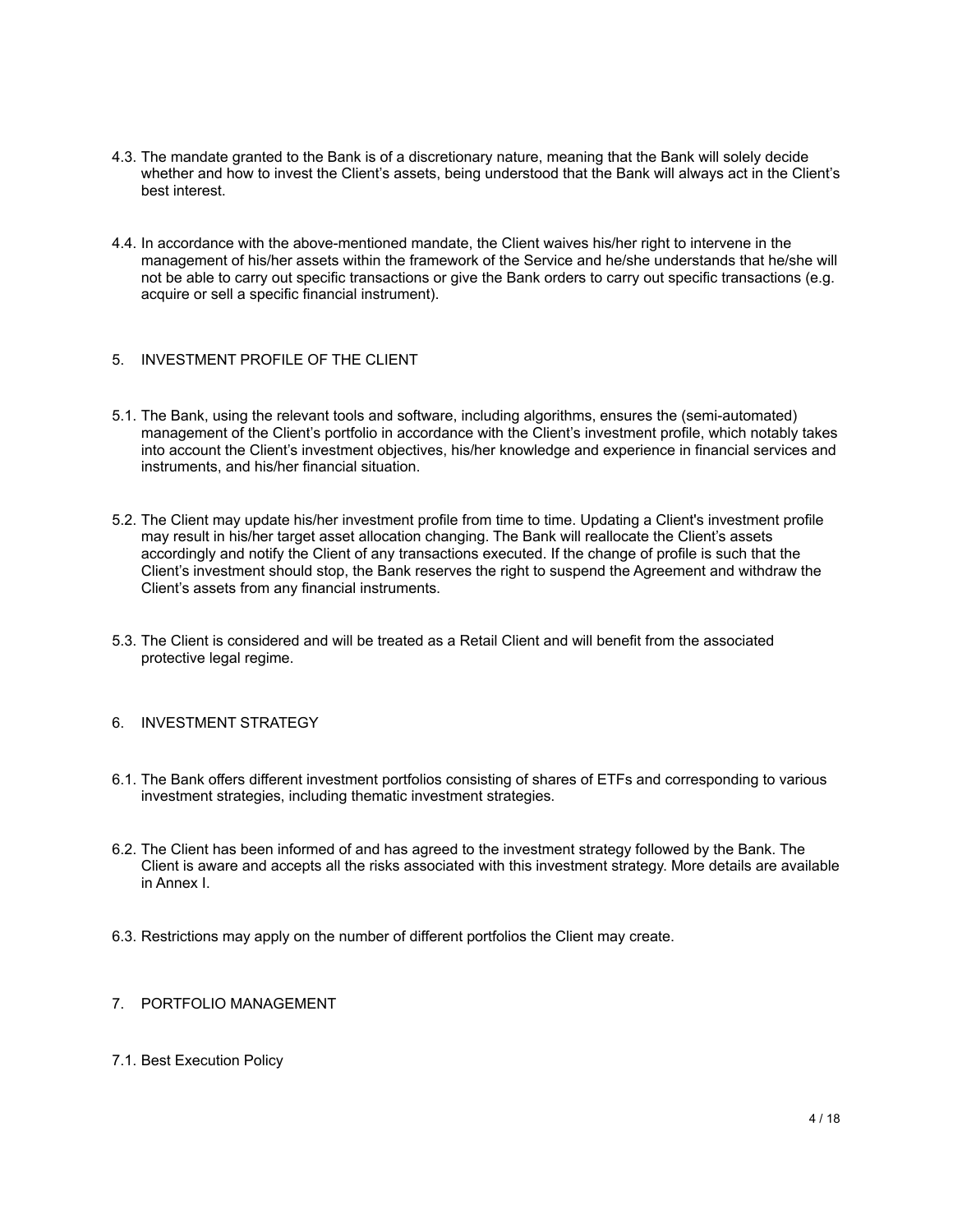4.3. The mandate granted to the Bank is of a discretionary nature, meaning that the Bank will solely decide whether and how to invest the Client's assets, being understood that the Bank will always act in the Client's best interest.

4.4. In accordance with the above-mentioned mandate, the Client waives his/her right to intervene in the management of his/her assets within the framework of the Service and he/she understands that he/she will not be able to carry out specific transactions or give the Bank orders to carry out specific transactions (e.g. acquire or sell a specific financial instrument).

## 5. INVESTMENT PROFILE OF THE CLIENT

5.1. The Bank, using the relevant tools and software, including algorithms, ensures the (semi-automated) management of the Client's portfolio in accordance with the Client's investment profile, which notably takes into account the Client's investment objectives, his/her knowledge and experience in financial services and instruments, and his/her financial situation.

5.2. The Client may update his/her investment profile from time to time. Updating a Client's investment profile may result in his/her target asset allocation changing. The Bank will reallocate the Client's assets accordingly and notify the Client of any transactions executed. If the change of profile is such that the Client's investment should stop, the Bank reserves the right to suspend the Agreement and withdraw the Client's assets from any financial instruments.

5.3. The Client is considered and will be treated as a Retail Client and will benefit from the associated protective legal regime.

## 6. INVESTMENT STRATEGY

6.1. The Bank offers different investment portfolios consisting of shares of ETFs and corresponding to various investment strategies, including thematic investment strategies.

6.2. The Client has been informed of and has agreed to the investment strategy followed by the Bank. The Client is aware and accepts all the risks associated with this investment strategy. More details are available in Annex I.

6.3. Restrictions may apply on the number of different portfolios the Client may create.

## 7. PORTFOLIO MANAGEMENT

### 7.1. Best Execution Policy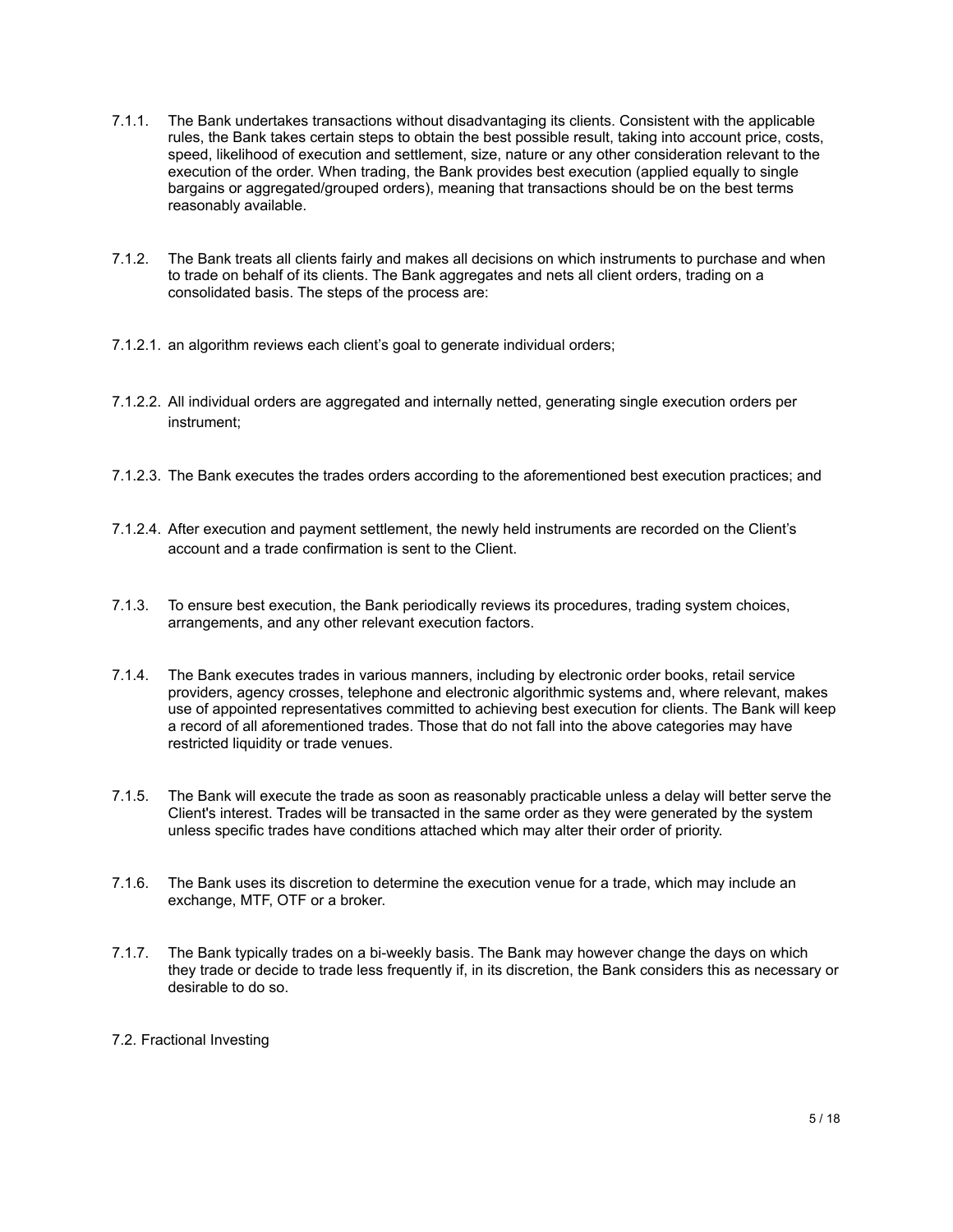7.1.1. The Bank undertakes transactions without disadvantaging its clients. Consistent with the applicable rules, the Bank takes certain steps to obtain the best possible result, taking into account price, costs, speed, likelihood of execution and settlement, size, nature or any other consideration relevant to the execution of the order. When trading, the Bank provides best execution (applied equally to single bargains or aggregated/grouped orders), meaning that transactions should be on the best terms reasonably available.

7.1.2. The Bank treats all clients fairly and makes all decisions on which instruments to purchase and when to trade on behalf of its clients. The Bank aggregates and nets all client orders, trading on a consolidated basis. The steps of the process are:

7.1.2.1. an algorithm reviews each client's goal to generate individual orders;

7.1.2.2. All individual orders are aggregated and internally netted, generating single execution orders per instrument;

7.1.2.3. The Bank executes the trades orders according to the aforementioned best execution practices; and

7.1.2.4. After execution and payment settlement, the newly held instruments are recorded on the Client's account and a trade confirmation is sent to the Client.

7.1.3. To ensure best execution, the Bank periodically reviews its procedures, trading system choices, arrangements, and any other relevant execution factors.

7.1.4. The Bank executes trades in various manners, including by electronic order books, retail service providers, agency crosses, telephone and electronic algorithmic systems and, where relevant, makes use of appointed representatives committed to achieving best execution for clients. The Bank will keep a record of all aforementioned trades. Those that do not fall into the above categories may have restricted liquidity or trade venues.

7.1.5. The Bank will execute the trade as soon as reasonably practicable unless a delay will better serve the Client's interest. Trades will be transacted in the same order as they were generated by the system unless specific trades have conditions attached which may alter their order of priority.

7.1.6. The Bank uses its discretion to determine the execution venue for a trade, which may include an exchange, MTF, OTF or a broker.

7.1.7. The Bank typically trades on a bi-weekly basis. The Bank may however change the days on which they trade or decide to trade less frequently if, in its discretion, the Bank considers this as necessary or desirable to do so.

7.2. Fractional Investing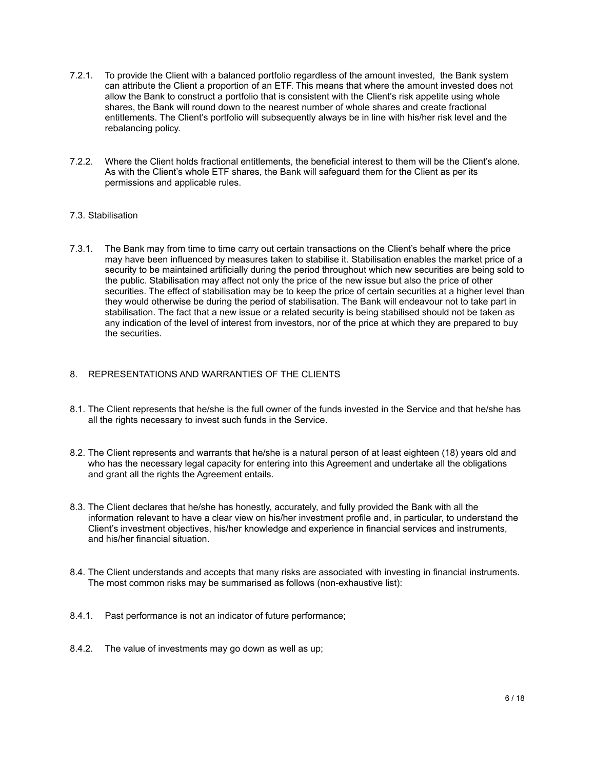7.2.1. To provide the Client with a balanced portfolio regardless of the amount invested, the Bank system can attribute the Client a proportion of an ETF. This means that where the amount invested does not allow the Bank to construct a portfolio that is consistent with the Client's risk appetite using whole shares, the Bank will round down to the nearest number of whole shares and create fractional entitlements. The Client's portfolio will subsequently always be in line with his/her risk level and the rebalancing policy.

7.2.2. Where the Client holds fractional entitlements, the beneficial interest to them will be the Client's alone. As with the Client's whole ETF shares, the Bank will safeguard them for the Client as per its permissions and applicable rules.

### 7.3. Stabilisation

7.3.1. The Bank may from time to time carry out certain transactions on the Client's behalf where the price may have been influenced by measures taken to stabilise it. Stabilisation enables the market price of a security to be maintained artificially during the period throughout which new securities are being sold to the public. Stabilisation may affect not only the price of the new issue but also the price of other securities. The effect of stabilisation may be to keep the price of certain securities at a higher level than they would otherwise be during the period of stabilisation. The Bank will endeavour not to take part in stabilisation. The fact that a new issue or a related security is being stabilised should not be taken as any indication of the level of interest from investors, nor of the price at which they are prepared to buy the securities.

## 8. REPRESENTATIONS AND WARRANTIES OF THE CLIENTS

8.1. The Client represents that he/she is the full owner of the funds invested in the Service and that he/she has all the rights necessary to invest such funds in the Service.

8.2. The Client represents and warrants that he/she is a natural person of at least eighteen (18) years old and who has the necessary legal capacity for entering into this Agreement and undertake all the obligations and grant all the rights the Agreement entails.

8.3. The Client declares that he/she has honestly, accurately, and fully provided the Bank with all the information relevant to have a clear view on his/her investment profile and, in particular, to understand the Client's investment objectives, his/her knowledge and experience in financial services and instruments, and his/her financial situation.

8.4. The Client understands and accepts that many risks are associated with investing in financial instruments. The most common risks may be summarised as follows (non-exhaustive list):

8.4.1. Past performance is not an indicator of future performance;

8.4.2. The value of investments may go down as well as up;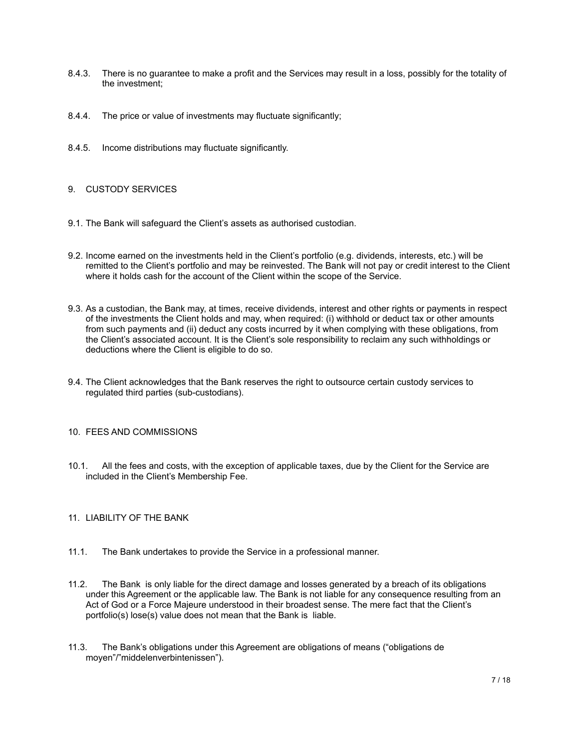8.4.3. There is no guarantee to make a profit and the Services may result in a loss, possibly for the totality of the investment;

8.4.4. The price or value of investments may fluctuate significantly;

8.4.5. Income distributions may fluctuate significantly.

## 9. CUSTODY SERVICES

9.1. The Bank will safeguard the Client's assets as authorised custodian.

9.2. Income earned on the investments held in the Client's portfolio (e.g. dividends, interests, etc.) will be remitted to the Client's portfolio and may be reinvested. The Bank will not pay or credit interest to the Client where it holds cash for the account of the Client within the scope of the Service.

9.3. As a custodian, the Bank may, at times, receive dividends, interest and other rights or payments in respect of the investments the Client holds and may, when required: (i) withhold or deduct tax or other amounts from such payments and (ii) deduct any costs incurred by it when complying with these obligations, from the Client's associated account. It is the Client's sole responsibility to reclaim any such withholdings or deductions where the Client is eligible to do so.

9.4. The Client acknowledges that the Bank reserves the right to outsource certain custody services to regulated third parties (sub-custodians).

## 10. FEES AND COMMISSIONS

10.1. All the fees and costs, with the exception of applicable taxes, due by the Client for the Service are included in the Client's Membership Fee.

## 11. LIABILITY OF THE BANK

11.1. The Bank undertakes to provide the Service in a professional manner.

11.2. The Bank is only liable for the direct damage and losses generated by a breach of its obligations under this Agreement or the applicable law. The Bank is not liable for any consequence resulting from an Act of God or a Force Majeure understood in their broadest sense. The mere fact that the Client's portfolio(s) lose(s) value does not mean that the Bank is liable.

11.3. The Bank's obligations under this Agreement are obligations of means ("obligations de moyen"/"middelenverbintenissen").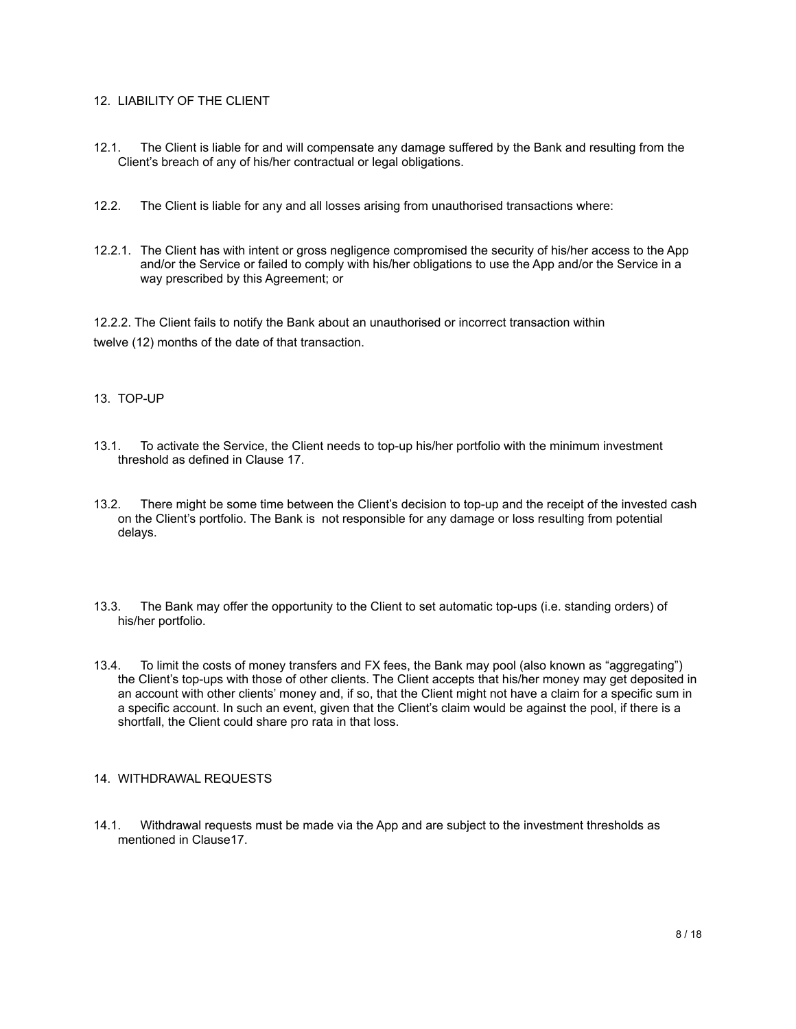## 12. LIABILITY OF THE CLIENT

12.1. The Client is liable for and will compensate any damage suffered by the Bank and resulting from the Client's breach of any of his/her contractual or legal obligations.

12.2. The Client is liable for any and all losses arising from unauthorised transactions where:

12.2.1. The Client has with intent or gross negligence compromised the security of his/her access to the App and/or the Service or failed to comply with his/her obligations to use the App and/or the Service in a way prescribed by this Agreement; or

12.2.2. The Client fails to notify the Bank about an unauthorised or incorrect transaction within twelve (12) months of the date of that transaction.

## 13. TOP-UP

13.1. To activate the Service, the Client needs to top-up his/her portfolio with the minimum investment threshold as defined in Clause 17.

13.2. There might be some time between the Client's decision to top-up and the receipt of the invested cash on the Client's portfolio. The Bank is not responsible for any damage or loss resulting from potential delays.

13.3. The Bank may offer the opportunity to the Client to set automatic top-ups (i.e. standing orders) of his/her portfolio.

13.4. To limit the costs of money transfers and FX fees, the Bank may pool (also known as "aggregating") the Client's top-ups with those of other clients. The Client accepts that his/her money may get deposited in an account with other clients' money and, if so, that the Client might not have a claim for a specific sum in a specific account. In such an event, given that the Client's claim would be against the pool, if there is a shortfall, the Client could share pro rata in that loss.

## 14. WITHDRAWAL REQUESTS

14.1. Withdrawal requests must be made via the App and are subject to the investment thresholds as mentioned in Clause17.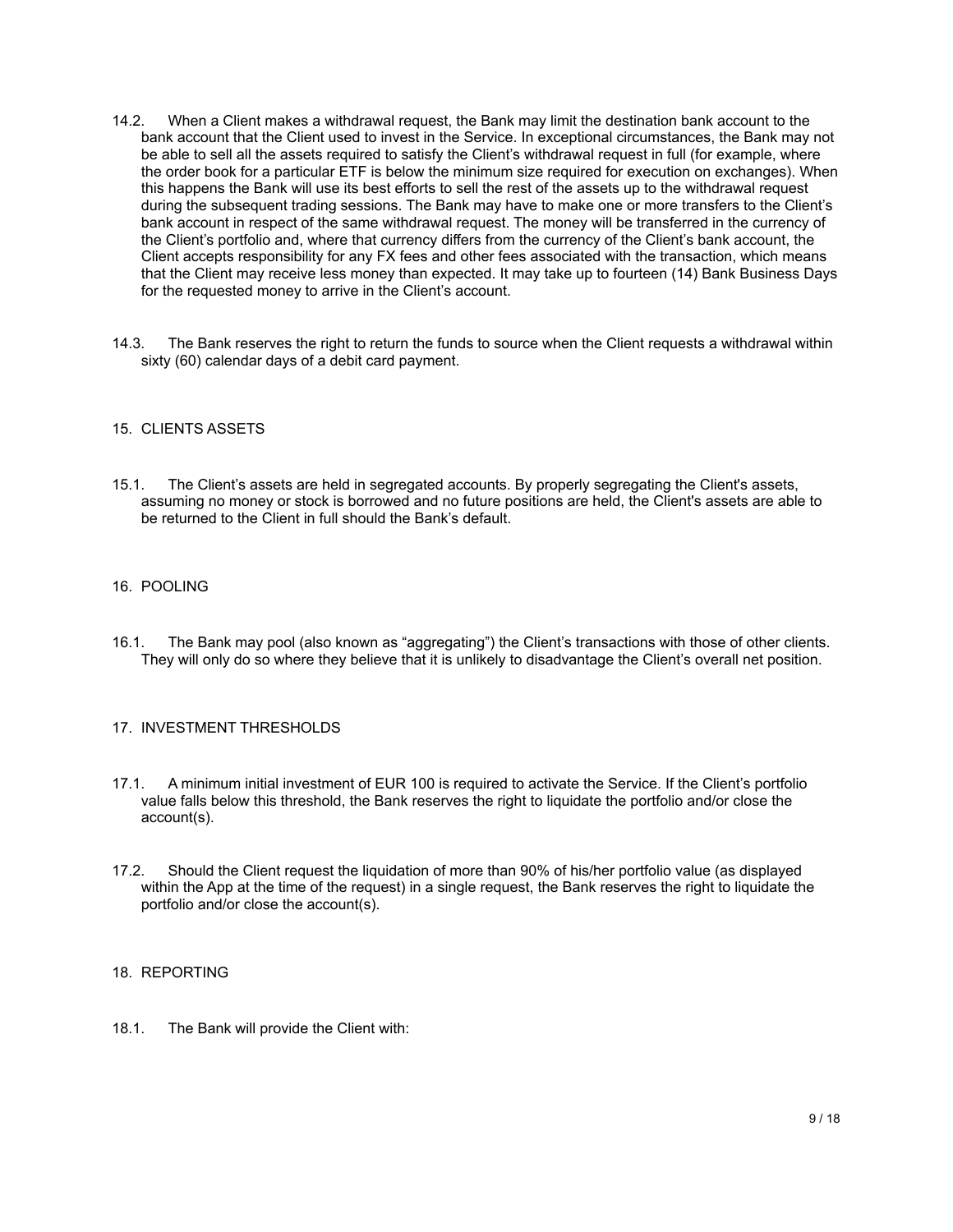14.2. When a Client makes a withdrawal request, the Bank may limit the destination bank account to the bank account that the Client used to invest in the Service. In exceptional circumstances, the Bank may not be able to sell all the assets required to satisfy the Client's withdrawal request in full (for example, where the order book for a particular ETF is below the minimum size required for execution on exchanges). When this happens the Bank will use its best efforts to sell the rest of the assets up to the withdrawal request during the subsequent trading sessions. The Bank may have to make one or more transfers to the Client's bank account in respect of the same withdrawal request. The money will be transferred in the currency of the Client's portfolio and, where that currency differs from the currency of the Client's bank account, the Client accepts responsibility for any FX fees and other fees associated with the transaction, which means that the Client may receive less money than expected. It may take up to fourteen (14) Bank Business Days for the requested money to arrive in the Client's account.

14.3. The Bank reserves the right to return the funds to source when the Client requests a withdrawal within sixty (60) calendar days of a debit card payment.

## 15. CLIENTS ASSETS

15.1. The Client's assets are held in segregated accounts. By properly segregating the Client's assets, assuming no money or stock is borrowed and no future positions are held, the Client's assets are able to be returned to the Client in full should the Bank's default.

## 16. POOLING

16.1. The Bank may pool (also known as "aggregating") the Client's transactions with those of other clients. They will only do so where they believe that it is unlikely to disadvantage the Client's overall net position.

## 17. INVESTMENT THRESHOLDS

17.1. A minimum initial investment of EUR 100 is required to activate the Service. If the Client's portfolio value falls below this threshold, the Bank reserves the right to liquidate the portfolio and/or close the account(s).

17.2. Should the Client request the liquidation of more than 90% of his/her portfolio value (as displayed within the App at the time of the request) in a single request, the Bank reserves the right to liquidate the portfolio and/or close the account(s).

## 18. REPORTING

18.1. The Bank will provide the Client with: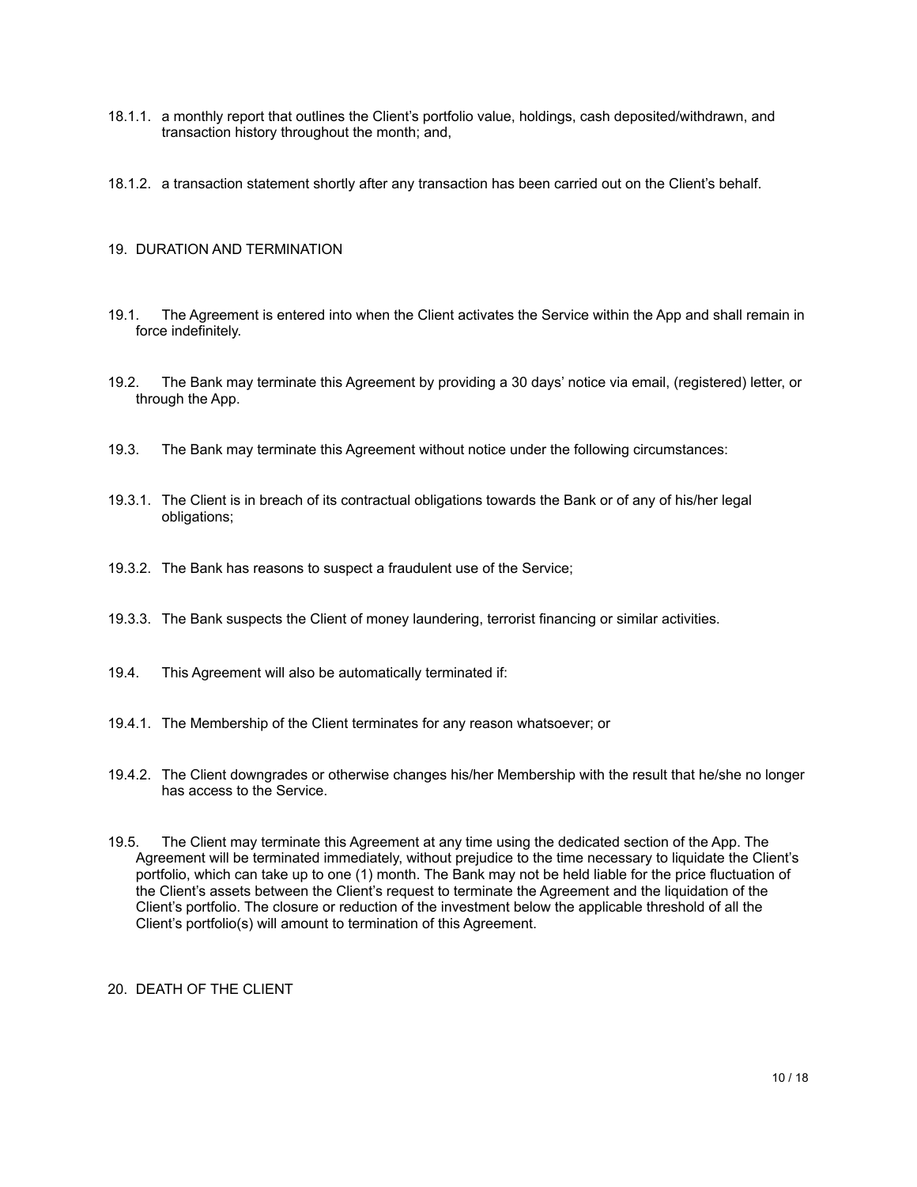18.1.1. a monthly report that outlines the Client's portfolio value, holdings, cash deposited/withdrawn, and transaction history throughout the month; and,

18.1.2. a transaction statement shortly after any transaction has been carried out on the Client's behalf.

## 19. DURATION AND TERMINATION

19.1. The Agreement is entered into when the Client activates the Service within the App and shall remain in force indefinitely.

19.2. The Bank may terminate this Agreement by providing a 30 days' notice via email, (registered) letter, or through the App.

19.3. The Bank may terminate this Agreement without notice under the following circumstances:

19.3.1. The Client is in breach of its contractual obligations towards the Bank or of any of his/her legal obligations;

19.3.2. The Bank has reasons to suspect a fraudulent use of the Service;

19.3.3. The Bank suspects the Client of money laundering, terrorist financing or similar activities.

19.4. This Agreement will also be automatically terminated if:

19.4.1. The Membership of the Client terminates for any reason whatsoever; or

19.4.2. The Client downgrades or otherwise changes his/her Membership with the result that he/she no longer has access to the Service.

19.5. The Client may terminate this Agreement at any time using the dedicated section of the App. The Agreement will be terminated immediately, without prejudice to the time necessary to liquidate the Client's portfolio, which can take up to one (1) month. The Bank may not be held liable for the price fluctuation of the Client's assets between the Client's request to terminate the Agreement and the liquidation of the Client's portfolio. The closure or reduction of the investment below the applicable threshold of all the Client's portfolio(s) will amount to termination of this Agreement.

## 20. DEATH OF THE CLIENT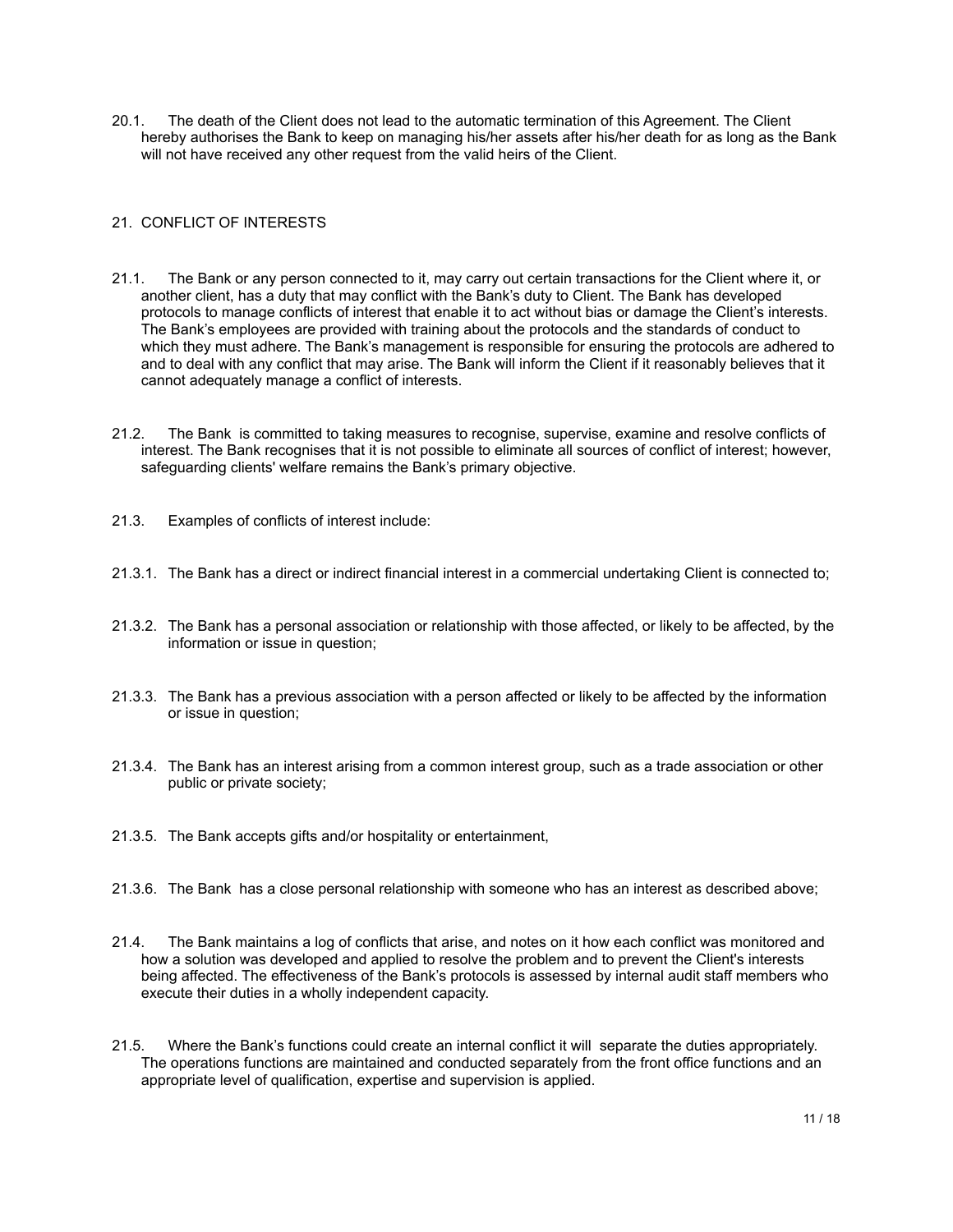20.1. The death of the Client does not lead to the automatic termination of this Agreement. The Client hereby authorises the Bank to keep on managing his/her assets after his/her death for as long as the Bank will not have received any other request from the valid heirs of the Client.

## 21. CONFLICT OF INTERESTS

21.1. The Bank or any person connected to it, may carry out certain transactions for the Client where it, or another client, has a duty that may conflict with the Bank's duty to Client. The Bank has developed protocols to manage conflicts of interest that enable it to act without bias or damage the Client's interests. The Bank's employees are provided with training about the protocols and the standards of conduct to which they must adhere. The Bank's management is responsible for ensuring the protocols are adhered to and to deal with any conflict that may arise. The Bank will inform the Client if it reasonably believes that it cannot adequately manage a conflict of interests.

21.2. The Bank is committed to taking measures to recognise, supervise, examine and resolve conflicts of interest. The Bank recognises that it is not possible to eliminate all sources of conflict of interest; however, safeguarding clients' welfare remains the Bank's primary objective.

21.3. Examples of conflicts of interest include:

21.3.1. The Bank has a direct or indirect financial interest in a commercial undertaking Client is connected to;

21.3.2. The Bank has a personal association or relationship with those affected, or likely to be affected, by the information or issue in question;

21.3.3. The Bank has a previous association with a person affected or likely to be affected by the information or issue in question;

21.3.4. The Bank has an interest arising from a common interest group, such as a trade association or other public or private society;

21.3.5. The Bank accepts gifts and/or hospitality or entertainment,

21.3.6. The Bank has a close personal relationship with someone who has an interest as described above;

21.4. The Bank maintains a log of conflicts that arise, and notes on it how each conflict was monitored and how a solution was developed and applied to resolve the problem and to prevent the Client's interests being affected. The effectiveness of the Bank's protocols is assessed by internal audit staff members who execute their duties in a wholly independent capacity.

21.5. Where the Bank's functions could create an internal conflict it will separate the duties appropriately. The operations functions are maintained and conducted separately from the front office functions and an appropriate level of qualification, expertise and supervision is applied.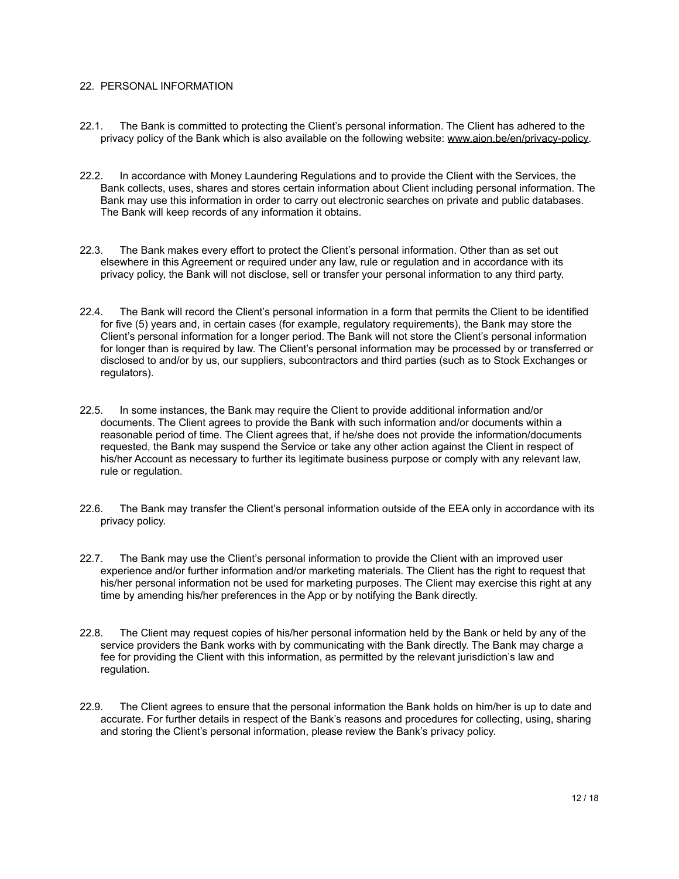## 22. PERSONAL INFORMATION

22.1. The Bank is committed to protecting the Client's personal information. The Client has adhered to the privacy policy of the Bank which is also available on the following website: www.aion.be/en/privacy-policy.

22.2. In accordance with Money Laundering Regulations and to provide the Client with the Services, the Bank collects, uses, shares and stores certain information about Client including personal information. The Bank may use this information in order to carry out electronic searches on private and public databases. The Bank will keep records of any information it obtains.

22.3. The Bank makes every effort to protect the Client's personal information. Other than as set out elsewhere in this Agreement or required under any law, rule or regulation and in accordance with its privacy policy, the Bank will not disclose, sell or transfer your personal information to any third party.

22.4. The Bank will record the Client's personal information in a form that permits the Client to be identified for five (5) years and, in certain cases (for example, regulatory requirements), the Bank may store the Client's personal information for a longer period. The Bank will not store the Client's personal information for longer than is required by law. The Client's personal information may be processed by or transferred or disclosed to and/or by us, our suppliers, subcontractors and third parties (such as to Stock Exchanges or regulators).

22.5. In some instances, the Bank may require the Client to provide additional information and/or documents. The Client agrees to provide the Bank with such information and/or documents within a reasonable period of time. The Client agrees that, if he/she does not provide the information/documents requested, the Bank may suspend the Service or take any other action against the Client in respect of his/her Account as necessary to further its legitimate business purpose or comply with any relevant law, rule or regulation.

22.6. The Bank may transfer the Client's personal information outside of the EEA only in accordance with its privacy policy.

22.7. The Bank may use the Client's personal information to provide the Client with an improved user experience and/or further information and/or marketing materials. The Client has the right to request that his/her personal information not be used for marketing purposes. The Client may exercise this right at any time by amending his/her preferences in the App or by notifying the Bank directly.

22.8. The Client may request copies of his/her personal information held by the Bank or held by any of the service providers the Bank works with by communicating with the Bank directly. The Bank may charge a fee for providing the Client with this information, as permitted by the relevant jurisdiction's law and regulation.

22.9. The Client agrees to ensure that the personal information the Bank holds on him/her is up to date and accurate. For further details in respect of the Bank's reasons and procedures for collecting, using, sharing and storing the Client's personal information, please review the Bank's privacy policy.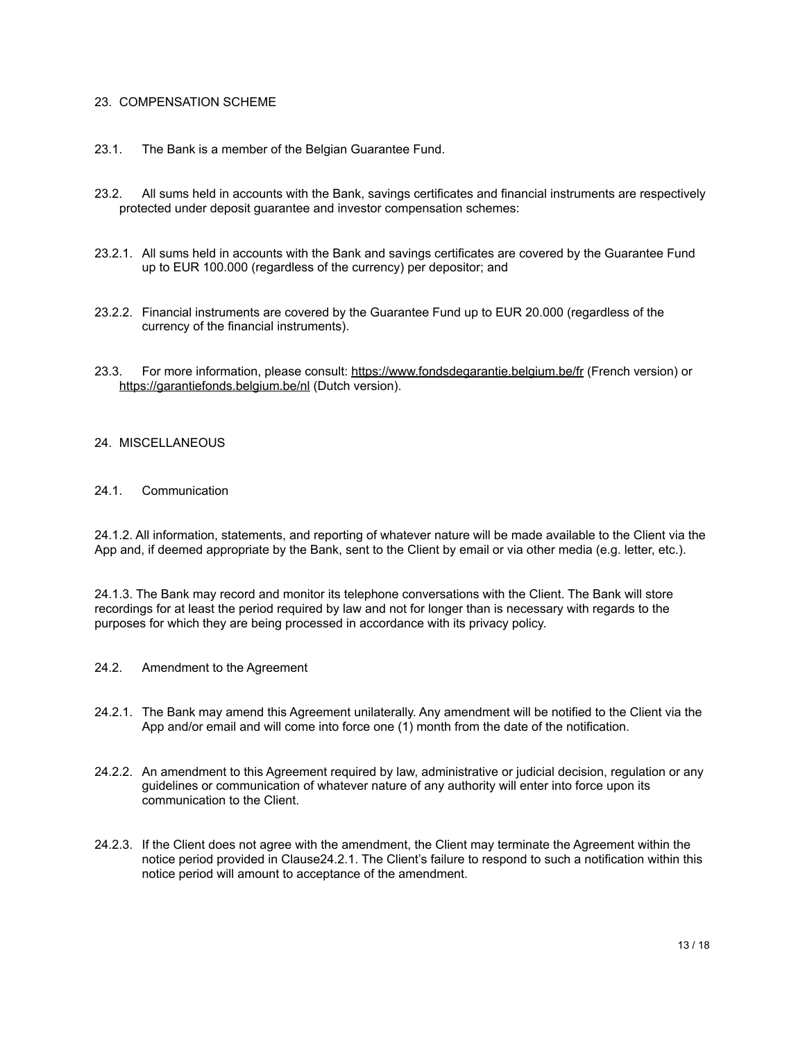## 23. COMPENSATION SCHEME

23.1. The Bank is a member of the Belgian Guarantee Fund.

23.2. All sums held in accounts with the Bank, savings certificates and financial instruments are respectively protected under deposit guarantee and investor compensation schemes:

23.2.1. All sums held in accounts with the Bank and savings certificates are covered by the Guarantee Fund up to EUR 100.000 (regardless of the currency) per depositor; and

23.2.2. Financial instruments are covered by the Guarantee Fund up to EUR 20.000 (regardless of the currency of the financial instruments).

23.3. For more information, please consult: https://www.fondsdegarantie.belgium.be/fr (French version) or https://garantiefonds.belgium.be/nl (Dutch version).

## 24. MISCELLANEOUS

### 24.1. Communication

24.1.2. All information, statements, and reporting of whatever nature will be made available to the Client via the App and, if deemed appropriate by the Bank, sent to the Client by email or via other media (e.g. letter, etc.).

24.1.3. The Bank may record and monitor its telephone conversations with the Client. The Bank will store recordings for at least the period required by law and not for longer than is necessary with regards to the purposes for which they are being processed in accordance with its privacy policy.

### 24.2. Amendment to the Agreement

24.2.1. The Bank may amend this Agreement unilaterally. Any amendment will be notified to the Client via the App and/or email and will come into force one (1) month from the date of the notification.

24.2.2. An amendment to this Agreement required by law, administrative or judicial decision, regulation or any guidelines or communication of whatever nature of any authority will enter into force upon its communication to the Client.

24.2.3. If the Client does not agree with the amendment, the Client may terminate the Agreement within the notice period provided in Clause24.2.1. The Client's failure to respond to such a notification within this notice period will amount to acceptance of the amendment.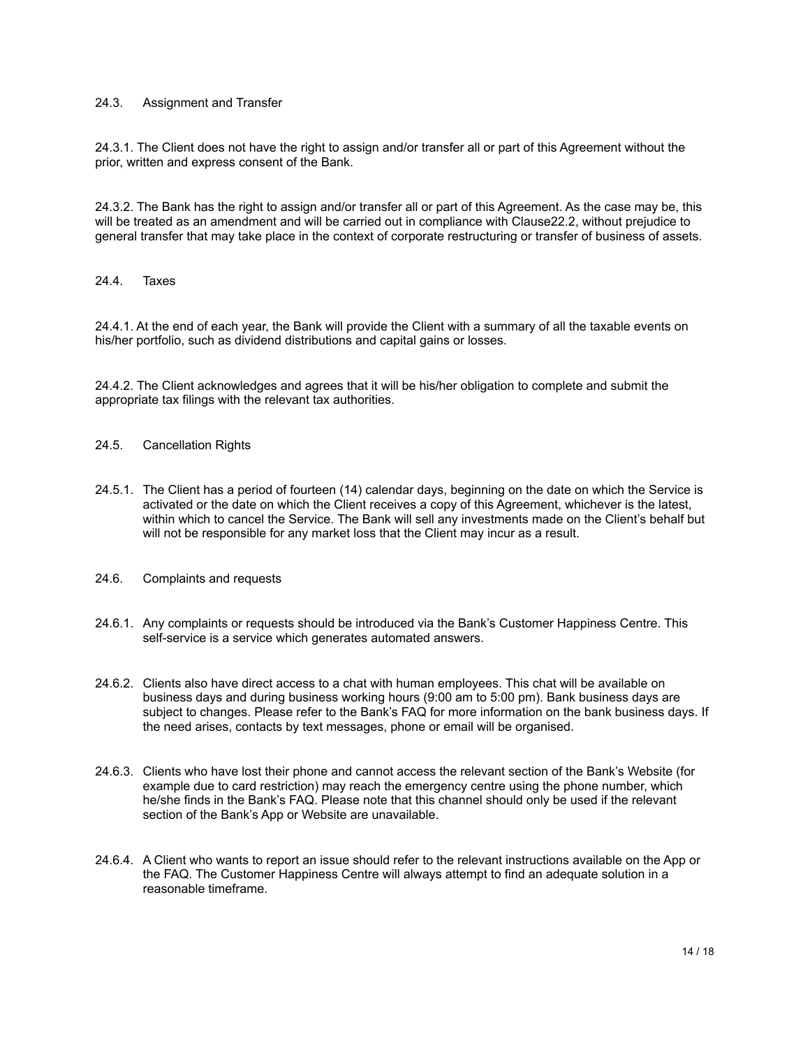### 24.3. Assignment and Transfer

24.3.1. The Client does not have the right to assign and/or transfer all or part of this Agreement without the prior, written and express consent of the Bank.

24.3.2. The Bank has the right to assign and/or transfer all or part of this Agreement. As the case may be, this will be treated as an amendment and will be carried out in compliance with Clause22.2, without prejudice to general transfer that may take place in the context of corporate restructuring or transfer of business of assets.

### 24.4. Taxes

24.4.1. At the end of each year, the Bank will provide the Client with a summary of all the taxable events on his/her portfolio, such as dividend distributions and capital gains or losses.

24.4.2. The Client acknowledges and agrees that it will be his/her obligation to complete and submit the appropriate tax filings with the relevant tax authorities.

### 24.5. Cancellation Rights

24.5.1. The Client has a period of fourteen (14) calendar days, beginning on the date on which the Service is activated or the date on which the Client receives a copy of this Agreement, whichever is the latest, within which to cancel the Service. The Bank will sell any investments made on the Client's behalf but will not be responsible for any market loss that the Client may incur as a result.

### 24.6. Complaints and requests

24.6.1. Any complaints or requests should be introduced via the Bank's Customer Happiness Centre. This self-service is a service which generates automated answers.

24.6.2. Clients also have direct access to a chat with human employees. This chat will be available on business days and during business working hours (9:00 am to 5:00 pm). Bank business days are subject to changes. Please refer to the Bank's FAQ for more information on the bank business days. If the need arises, contacts by text messages, phone or email will be organised.

24.6.3. Clients who have lost their phone and cannot access the relevant section of the Bank's Website (for example due to card restriction) may reach the emergency centre using the phone number, which he/she finds in the Bank's FAQ. Please note that this channel should only be used if the relevant section of the Bank's App or Website are unavailable.

24.6.4. A Client who wants to report an issue should refer to the relevant instructions available on the App or the FAQ. The Customer Happiness Centre will always attempt to find an adequate solution in a reasonable timeframe.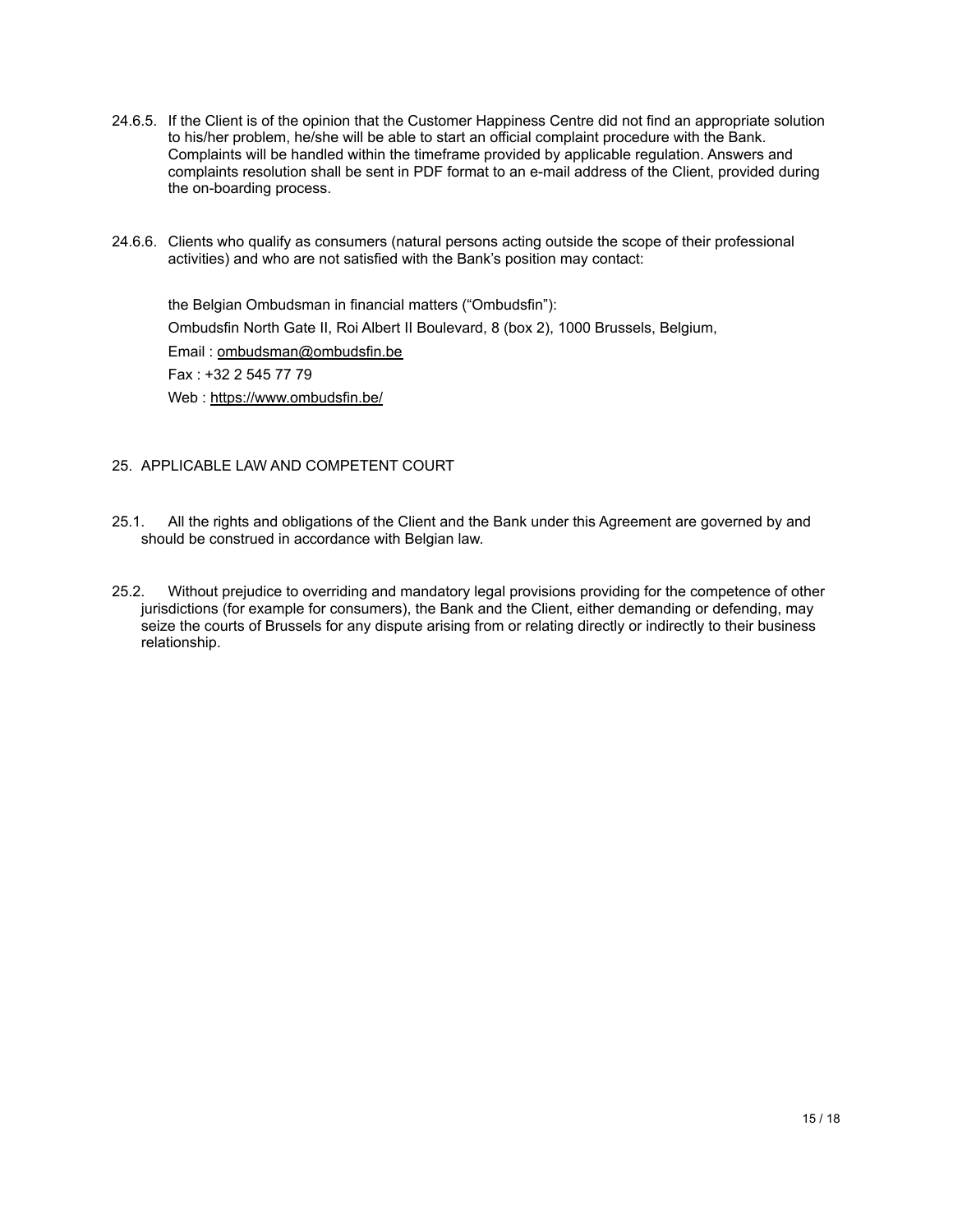24.6.5. If the Client is of the opinion that the Customer Happiness Centre did not find an appropriate solution to his/her problem, he/she will be able to start an official complaint procedure with the Bank. Complaints will be handled within the timeframe provided by applicable regulation. Answers and complaints resolution shall be sent in PDF format to an e-mail address of the Client, provided during the on-boarding process.

24.6.6. Clients who qualify as consumers (natural persons acting outside the scope of their professional activities) and who are not satisfied with the Bank's position may contact:

the Belgian Ombudsman in financial matters ("Ombudsfin"):

Ombudsfin North Gate II, Roi Albert II Boulevard, 8 (box 2), 1000 Brussels, Belgium,

Email : ombudsman@ombudsfin.be

Fax : +32 2 545 77 79

Web : https://www.ombudsfin.be/

## 25. APPLICABLE LAW AND COMPETENT COURT

25.1. All the rights and obligations of the Client and the Bank under this Agreement are governed by and should be construed in accordance with Belgian law.

25.2. Without prejudice to overriding and mandatory legal provisions providing for the competence of other jurisdictions (for example for consumers), the Bank and the Client, either demanding or defending, may seize the courts of Brussels for any dispute arising from or relating directly or indirectly to their business relationship.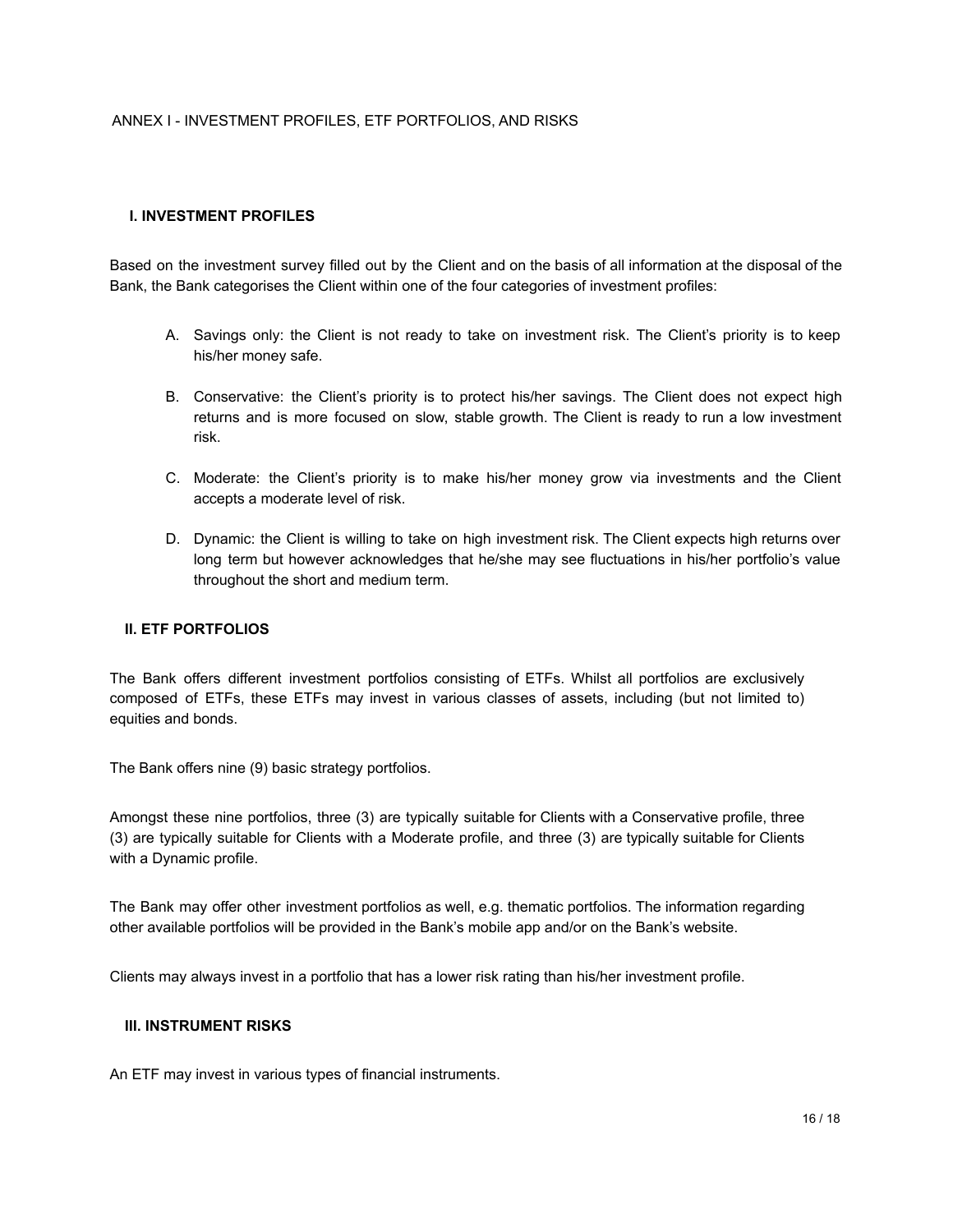# ANNEX I - INVESTMENT PROFILES, ETF PORTFOLIOS, AND RISKS

## I. INVESTMENT PROFILES

Based on the investment survey filled out by the Client and on the basis of all information at the disposal of the Bank, the Bank categorises the Client within one of the four categories of investment profiles:

A. Savings only: the Client is not ready to take on investment risk. The Client's priority is to keep his/her money safe.

B. Conservative: the Client's priority is to protect his/her savings. The Client does not expect high returns and is more focused on slow, stable growth. The Client is ready to run a low investment risk.

C. Moderate: the Client's priority is to make his/her money grow via investments and the Client accepts a moderate level of risk.

D. Dynamic: the Client is willing to take on high investment risk. The Client expects high returns over long term but however acknowledges that he/she may see fluctuations in his/her portfolio's value throughout the short and medium term.

## II. ETF PORTFOLIOS

The Bank offers different investment portfolios consisting of ETFs. Whilst all portfolios are exclusively composed of ETFs, these ETFs may invest in various classes of assets, including (but not limited to) equities and bonds.

The Bank offers nine (9) basic strategy portfolios.

Amongst these nine portfolios, three (3) are typically suitable for Clients with a Conservative profile, three (3) are typically suitable for Clients with a Moderate profile, and three (3) are typically suitable for Clients with a Dynamic profile.

The Bank may offer other investment portfolios as well, e.g. thematic portfolios. The information regarding other available portfolios will be provided in the Bank's mobile app and/or on the Bank's website.

Clients may always invest in a portfolio that has a lower risk rating than his/her investment profile.

## III. INSTRUMENT RISKS

An ETF may invest in various types of financial instruments.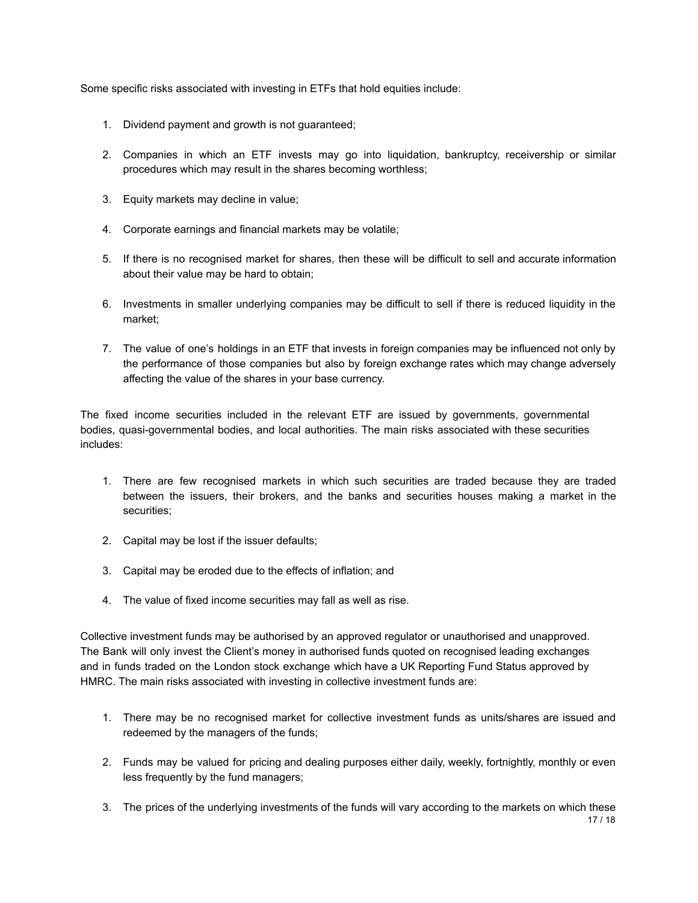Some specific risks associated with investing in ETFs that hold equities include:

1. Dividend payment and growth is not guaranteed;

2. Companies in which an ETF invests may go into liquidation, bankruptcy, receivership or similar procedures which may result in the shares becoming worthless;

3. Equity markets may decline in value;

4. Corporate earnings and financial markets may be volatile;

5. If there is no recognised market for shares, then these will be difficult to sell and accurate information about their value may be hard to obtain;

6. Investments in smaller underlying companies may be difficult to sell if there is reduced liquidity in the market;

7. The value of one's holdings in an ETF that invests in foreign companies may be influenced not only by the performance of those companies but also by foreign exchange rates which may change adversely affecting the value of the shares in your base currency.

The fixed income securities included in the relevant ETF are issued by governments, governmental bodies, quasi-governmental bodies, and local authorities. The main risks associated with these securities includes:

1. There are few recognised markets in which such securities are traded because they are traded between the issuers, their brokers, and the banks and securities houses making a market in the securities;

2. Capital may be lost if the issuer defaults;

3. Capital may be eroded due to the effects of inflation; and

4. The value of fixed income securities may fall as well as rise.

Collective investment funds may be authorised by an approved regulator or unauthorised and unapproved. The Bank will only invest the Client's money in authorised funds quoted on recognised leading exchanges and in funds traded on the London stock exchange which have a UK Reporting Fund Status approved by HMRC. The main risks associated with investing in collective investment funds are:

1. There may be no recognised market for collective investment funds as units/shares are issued and redeemed by the managers of the funds;

2. Funds may be valued for pricing and dealing purposes either daily, weekly, fortnightly, monthly or even less frequently by the fund managers;

3. The prices of the underlying investments of the funds will vary according to the markets on which these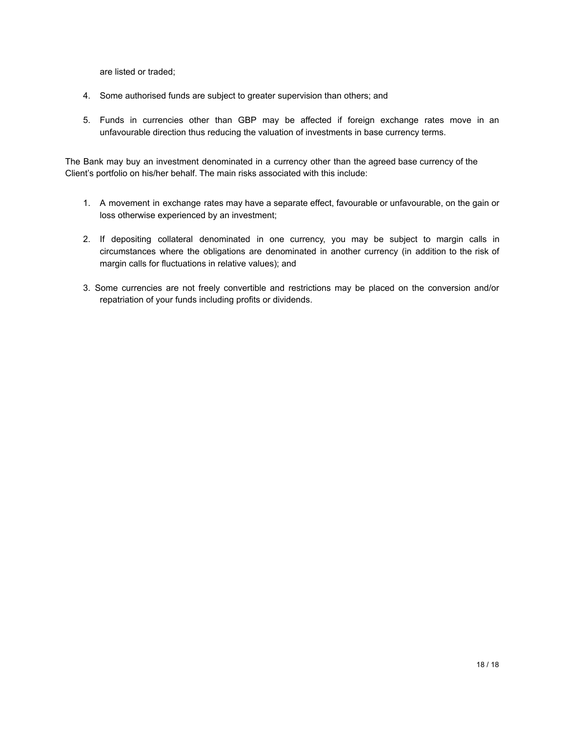are listed or traded;

4. Some authorised funds are subject to greater supervision than others; and

5. Funds in currencies other than GBP may be affected if foreign exchange rates move in an unfavourable direction thus reducing the valuation of investments in base currency terms.

The Bank may buy an investment denominated in a currency other than the agreed base currency of the Client's portfolio on his/her behalf. The main risks associated with this include:

1. A movement in exchange rates may have a separate effect, favourable or unfavourable, on the gain or loss otherwise experienced by an investment;

2. If depositing collateral denominated in one currency, you may be subject to margin calls in circumstances where the obligations are denominated in another currency (in addition to the risk of margin calls for fluctuations in relative values); and

3. Some currencies are not freely convertible and restrictions may be placed on the conversion and/or repatriation of your funds including profits or dividends.